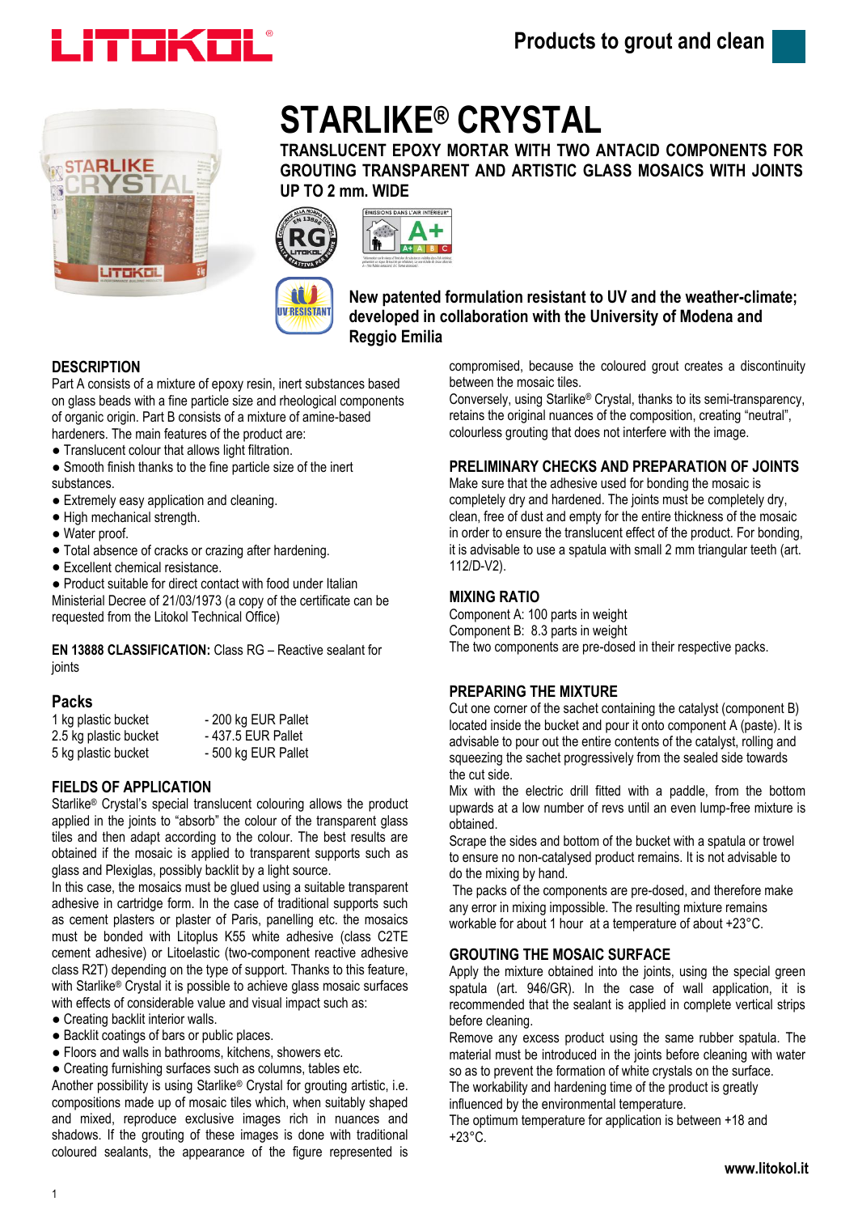# STARLIKE® CRYSTAL

**TRANSLUCENT EPOXY MORTAR WITH TWO ANTACID COMPONENTS FOR GROUTING TRANSPARENT AND ARTISTIC GLASS MOSAICS WITH JOINTS UP TO 2 mm. WIDE**

**New patented formulation resistant to UV and the weather-climate; developed in collaboration with the University of Modena and Reggio Emilia**

## DESCRIPTION

Part A consists of a mixture of epoxy resin, inert substances based on glass beads with a fine particle size and rheological components of organic origin. Part B consists of a mixture of amine-based hardeners. The main features of the product are:

- Translucent colour that allows light filtration.
- Smooth finish thanks to the fine particle size of the inert substances.
- Extremely easy application and cleaning.
- High mechanical strength.
- Water proof.
- Total absence of cracks or crazing after hardening.
- Excellent chemical resistance.
- Product suitable for direct contact with food under Italian Ministerial Decree of 21/03/1973 (a copy of the certificate can be requested from the Litokol Technical Office)

**EN 13888 CLASSIFICATION:** Class RG – Reactive sealant for joints

## Packs

| | |
|---|---|
| 1 kg plastic bucket | - 200 kg EUR Pallet |
| 2.5 kg plastic bucket | - 437.5 EUR Pallet |
| 5 kg plastic bucket | - 500 kg EUR Pallet |

## FIELDS OF APPLICATION

Starlike® Crystal's special translucent colouring allows the product applied in the joints to "absorb" the colour of the transparent glass tiles and then adapt according to the colour. The best results are obtained if the mosaic is applied to transparent supports such as glass and Plexiglas, possibly backlit by a light source.

In this case, the mosaics must be glued using a suitable transparent adhesive in cartridge form. In the case of traditional supports such as cement plasters or plaster of Paris, panelling etc. the mosaics must be bonded with Litoplus K55 white adhesive (class C2TE cement adhesive) or Litoelastic (two-component reactive adhesive class R2T) depending on the type of support. Thanks to this feature, with Starlike® Crystal it is possible to achieve glass mosaic surfaces with effects of considerable value and visual impact such as:

- Creating backlit interior walls.
- Backlit coatings of bars or public places.
- Floors and walls in bathrooms, kitchens, showers etc.
- Creating furnishing surfaces such as columns, tables etc.

Another possibility is using Starlike® Crystal for grouting artistic, i.e. compositions made up of mosaic tiles which, when suitably shaped and mixed, reproduce exclusive images rich in nuances and shadows. If the grouting of these images is done with traditional coloured sealants, the appearance of the figure represented is compromised, because the coloured grout creates a discontinuity between the mosaic tiles.

Conversely, using Starlike® Crystal, thanks to its semi-transparency, retains the original nuances of the composition, creating "neutral", colourless grouting that does not interfere with the image.

## PRELIMINARY CHECKS AND PREPARATION OF JOINTS

Make sure that the adhesive used for bonding the mosaic is completely dry and hardened. The joints must be completely dry, clean, free of dust and empty for the entire thickness of the mosaic in order to ensure the translucent effect of the product. For bonding, it is advisable to use a spatula with small 2 mm triangular teeth (art. 112/D-V2).

## MIXING RATIO

Component A: 100 parts in weight
Component B: 8.3 parts in weight
The two components are pre-dosed in their respective packs.

## PREPARING THE MIXTURE

Cut one corner of the sachet containing the catalyst (component B) located inside the bucket and pour it onto component A (paste). It is advisable to pour out the entire contents of the catalyst, rolling and squeezing the sachet progressively from the sealed side towards the cut side.

Mix with the electric drill fitted with a paddle, from the bottom upwards at a low number of revs until an even lump-free mixture is obtained.

Scrape the sides and bottom of the bucket with a spatula or trowel to ensure no non-catalysed product remains. It is not advisable to do the mixing by hand.

The packs of the components are pre-dosed, and therefore make any error in mixing impossible. The resulting mixture remains workable for about 1 hour at a temperature of about +23°C.

## GROUTING THE MOSAIC SURFACE

Apply the mixture obtained into the joints, using the special green spatula (art. 946/GR). In the case of wall application, it is recommended that the sealant is applied in complete vertical strips before cleaning.

Remove any excess product using the same rubber spatula. The material must be introduced in the joints before cleaning with water so as to prevent the formation of white crystals on the surface.

The workability and hardening time of the product is greatly influenced by the environmental temperature.

The optimum temperature for application is between +18 and +23°C.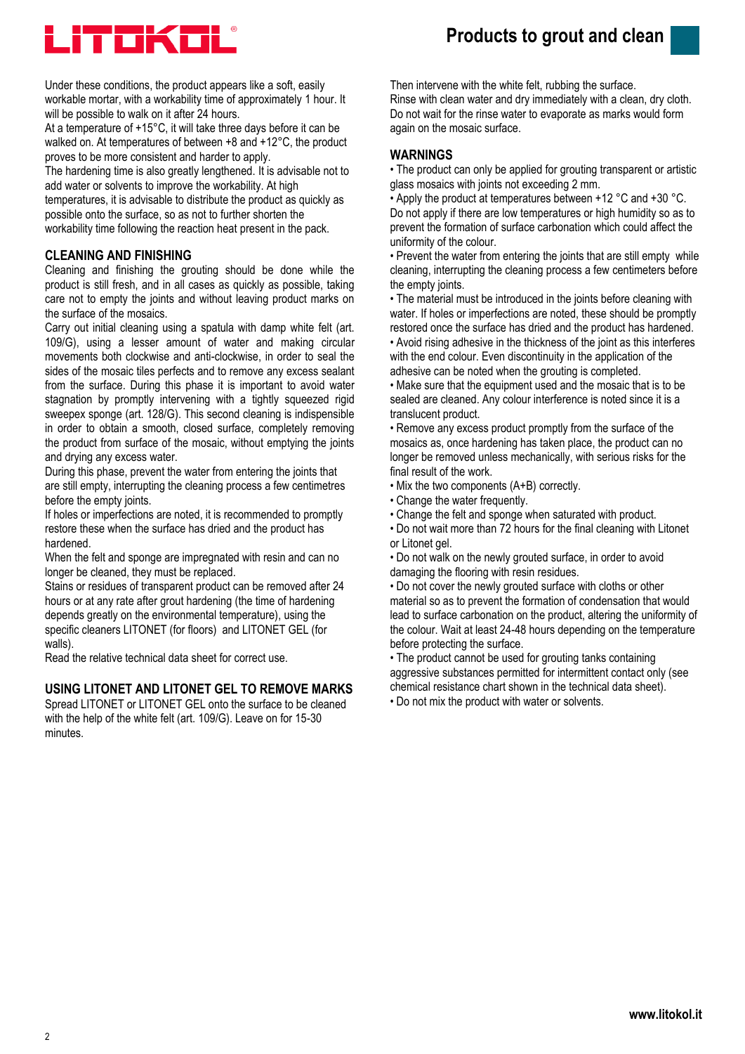Under these conditions, the product appears like a soft, easily workable mortar, with a workability time of approximately 1 hour. It will be possible to walk on it after 24 hours.
At a temperature of +15°C, it will take three days before it can be walked on. At temperatures of between +8 and +12°C, the product proves to be more consistent and harder to apply.
The hardening time is also greatly lengthened. It is advisable not to add water or solvents to improve the workability. At high temperatures, it is advisable to distribute the product as quickly as possible onto the surface, so as not to further shorten the workability time following the reaction heat present in the pack.

## CLEANING AND FINISHING

Cleaning and finishing the grouting should be done while the product is still fresh, and in all cases as quickly as possible, taking care not to empty the joints and without leaving product marks on the surface of the mosaics.
Carry out initial cleaning using a spatula with damp white felt (art. 109/G), using a lesser amount of water and making circular movements both clockwise and anti-clockwise, in order to seal the sides of the mosaic tiles perfects and to remove any excess sealant from the surface. During this phase it is important to avoid water stagnation by promptly intervening with a tightly squeezed rigid sweepex sponge (art. 128/G). This second cleaning is indispensible in order to obtain a smooth, closed surface, completely removing the product from surface of the mosaic, without emptying the joints and drying any excess water.
During this phase, prevent the water from entering the joints that are still empty, interrupting the cleaning process a few centimetres before the empty joints.
If holes or imperfections are noted, it is recommended to promptly restore these when the surface has dried and the product has hardened.
When the felt and sponge are impregnated with resin and can no longer be cleaned, they must be replaced.
Stains or residues of transparent product can be removed after 24 hours or at any rate after grout hardening (the time of hardening depends greatly on the environmental temperature), using the specific cleaners LITONET (for floors) and LITONET GEL (for walls).
Read the relative technical data sheet for correct use.

## USING LITONET AND LITONET GEL TO REMOVE MARKS

Spread LITONET or LITONET GEL onto the surface to be cleaned with the help of the white felt (art. 109/G). Leave on for 15-30 minutes.
Then intervene with the white felt, rubbing the surface.
Rinse with clean water and dry immediately with a clean, dry cloth. Do not wait for the rinse water to evaporate as marks would form again on the mosaic surface.

## WARNINGS

- The product can only be applied for grouting transparent or artistic glass mosaics with joints not exceeding 2 mm.
- Apply the product at temperatures between +12 °C and +30 °C. Do not apply if there are low temperatures or high humidity so as to prevent the formation of surface carbonation which could affect the uniformity of the colour.
- Prevent the water from entering the joints that are still empty while cleaning, interrupting the cleaning process a few centimeters before the empty joints.
- The material must be introduced in the joints before cleaning with water. If holes or imperfections are noted, these should be promptly restored once the surface has dried and the product has hardened.
- Avoid rising adhesive in the thickness of the joint as this interferes with the end colour. Even discontinuity in the application of the adhesive can be noted when the grouting is completed.
- Make sure that the equipment used and the mosaic that is to be sealed are cleaned. Any colour interference is noted since it is a translucent product.
- Remove any excess product promptly from the surface of the mosaics as, once hardening has taken place, the product can no longer be removed unless mechanically, with serious risks for the final result of the work.
- Mix the two components (A+B) correctly.
- Change the water frequently.
- Change the felt and sponge when saturated with product.
- Do not wait more than 72 hours for the final cleaning with Litonet or Litonet gel.
- Do not walk on the newly grouted surface, in order to avoid damaging the flooring with resin residues.
- Do not cover the newly grouted surface with cloths or other material so as to prevent the formation of condensation that would lead to surface carbonation on the product, altering the uniformity of the colour. Wait at least 24-48 hours depending on the temperature before protecting the surface.
- The product cannot be used for grouting tanks containing aggressive substances permitted for intermittent contact only (see chemical resistance chart shown in the technical data sheet).
- Do not mix the product with water or solvents.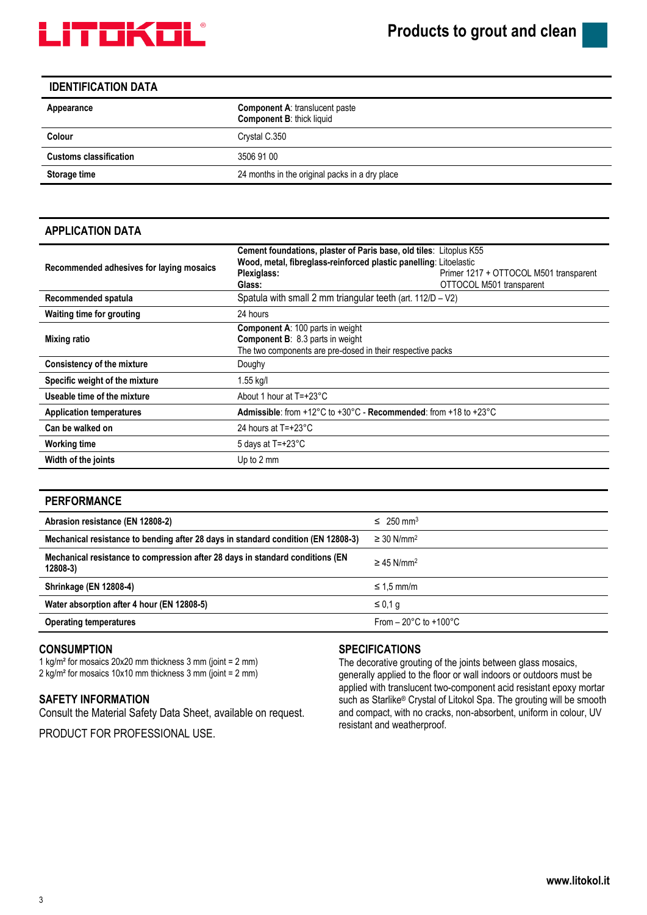## IDENTIFICATION DATA

| | |
|---|---|
| **Appearance** | **Component A**: translucent paste<br>**Component B**: thick liquid |
| **Colour** | Crystal C.350 |
| **Customs classification** | 3506 91 00 |
| **Storage time** | 24 months in the original packs in a dry place |

## APPLICATION DATA

| | |
|---|---|
| **Recommended adhesives for laying mosaics** | **Cement foundations, plaster of Paris base, old tiles**: Litoplus K55<br>**Wood, metal, fibreglass-reinforced plastic panelling**: Litoelastic<br>**Plexiglass**: Primer 1217 + OTTOCOL M501 transparent<br>**Glass**: OTTOCOL M501 transparent |
| **Recommended spatula** | Spatula with small 2 mm triangular teeth (art. 112/D – V2) |
| **Waiting time for grouting** | 24 hours |
| **Mixing ratio** | **Component A**: 100 parts in weight<br>**Component B**: 8.3 parts in weight<br>The two components are pre-dosed in their respective packs |
| **Consistency of the mixture** | Doughy |
| **Specific weight of the mixture** | 1.55 kg/l |
| **Useable time of the mixture** | About 1 hour at T=+23°C |
| **Application temperatures** | **Admissible**: from +12°C to +30°C - **Recommended**: from +18 to +23°C |
| **Can be walked on** | 24 hours at T=+23°C |
| **Working time** | 5 days at T=+23°C |
| **Width of the joints** | Up to 2 mm |

## PERFORMANCE

| | |
|---|---|
| **Abrasion resistance (EN 12808-2)** | ≤ 250 mm³ |
| **Mechanical resistance to bending after 28 days in standard condition (EN 12808-3)** | ≥ 30 N/mm² |
| **Mechanical resistance to compression after 28 days in standard conditions (EN 12808-3)** | ≥ 45 N/mm² |
| **Shrinkage (EN 12808-4)** | ≤ 1,5 mm/m |
| **Water absorption after 4 hour (EN 12808-5)** | ≤ 0,1 g |
| **Operating temperatures** | From – 20°C to +100°C |

## CONSUMPTION

1 kg/m² for mosaics 20x20 mm thickness 3 mm (joint = 2 mm)
2 kg/m² for mosaics 10x10 mm thickness 3 mm (joint = 2 mm)

## SAFETY INFORMATION

Consult the Material Safety Data Sheet, available on request.

PRODUCT FOR PROFESSIONAL USE.

## SPECIFICATIONS

The decorative grouting of the joints between glass mosaics, generally applied to the floor or wall indoors or outdoors must be applied with translucent two-component acid resistant epoxy mortar such as Starlike® Crystal of Litokol Spa. The grouting will be smooth and compact, with no cracks, non-absorbent, uniform in colour, UV resistant and weatherproof.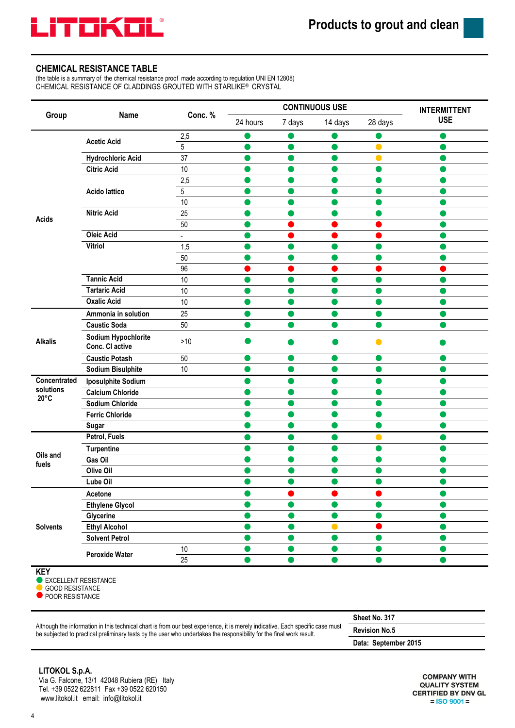# Products to grout and clean

## CHEMICAL RESISTANCE TABLE

(the table is a summary of the chemical resistance proof made according to regulation UNI EN 12808)
CHEMICAL RESISTANCE OF CLADDINGS GROUTED WITH STARLIKE® CRYSTAL

| Group | Name | Conc. % | CONTINUOUS USE | | | | INTERMITTENT USE |
|---|---|---|---|---|---|---|---|
| | | | 24 hours | 7 days | 14 days | 28 days | |
| Acids | Acetic Acid | 2,5 | 🟢 | 🟢 | 🟢 | 🟢 | 🟢 |
| | | 5 | 🟢 | 🟢 | 🟢 | 🟡 | 🟢 |
| | Hydrochloric Acid | 37 | 🟢 | 🟢 | 🟢 | 🟡 | 🟢 |
| | Citric Acid | 10 | 🟢 | 🟢 | 🟢 | 🟢 | 🟢 |
| | Acido lattico | 2,5 | 🟢 | 🟢 | 🟢 | 🟢 | 🟢 |
| | | 5 | 🟢 | 🟢 | 🟢 | 🟢 | 🟢 |
| | | 10 | 🟢 | 🟢 | 🟢 | 🟢 | 🟢 |
| | Nitric Acid | 25 | 🟢 | 🟢 | 🟢 | 🟢 | 🟢 |
| | | 50 | 🟢 | 🔴 | 🔴 | 🔴 | 🟢 |
| | Oleic Acid | - | 🟢 | 🔴 | 🔴 | 🔴 | 🟢 |
| | Vitriol | 1,5 | 🟢 | 🟢 | 🟢 | 🟢 | 🟢 |
| | | 50 | 🟢 | 🟢 | 🟢 | 🟢 | 🟢 |
| | | 96 | 🔴 | 🔴 | 🔴 | 🔴 | 🔴 |
| | Tannic Acid | 10 | 🟢 | 🟢 | 🟢 | 🟢 | 🟢 |
| | Tartaric Acid | 10 | 🟢 | 🟢 | 🟢 | 🟢 | 🟢 |
| | Oxalic Acid | 10 | 🟢 | 🟢 | 🟢 | 🟢 | 🟢 |
| Alkalis | Ammonia in solution | 25 | 🟢 | 🟢 | 🟢 | 🟢 | 🟢 |
| | Caustic Soda | 50 | 🟢 | 🟢 | 🟢 | 🟢 | 🟢 |
| | Sodium Hypochlorite Conc. Cl active | >10 | 🟢 | 🟢 | 🟢 | 🟡 | 🟢 |
| | Caustic Potash | 50 | 🟢 | 🟢 | 🟢 | 🟢 | 🟢 |
| | Sodium Bisulphite | 10 | 🟢 | 🟢 | 🟢 | 🟢 | 🟢 |
| Concentrated solutions 20°C | Iposulphite Sodium | | 🟢 | 🟢 | 🟢 | 🟢 | 🟢 |
| | Calcium Chloride | | 🟢 | 🟢 | 🟢 | 🟢 | 🟢 |
| | Sodium Chloride | | 🟢 | 🟢 | 🟢 | 🟢 | 🟢 |
| | Ferric Chloride | | 🟢 | 🟢 | 🟢 | 🟢 | 🟢 |
| | Sugar | | 🟢 | 🟢 | 🟢 | 🟢 | 🟢 |
| Oils and fuels | Petrol, Fuels | | 🟢 | 🟢 | 🟢 | 🟡 | 🟢 |
| | Turpentine | | 🟢 | 🟢 | 🟢 | 🟢 | 🟢 |
| | Gas Oil | | 🟢 | 🟢 | 🟢 | 🟢 | 🟢 |
| | Olive Oil | | 🟢 | 🟢 | 🟢 | 🟢 | 🟢 |
| | Lube Oil | | 🟢 | 🟢 | 🟢 | 🟢 | 🟢 |
| Solvents | Acetone | | 🟢 | 🔴 | 🔴 | 🔴 | 🟢 |
| | Ethylene Glycol | | 🟢 | 🟢 | 🟢 | 🟢 | 🟢 |
| | Glycerine | | 🟢 | 🟢 | 🟢 | 🟢 | 🟢 |
| | Ethyl Alcohol | | 🟢 | 🟢 | 🟡 | 🔴 | 🟢 |
| | Solvent Petrol | | 🟢 | 🟢 | 🟢 | 🟢 | 🟢 |
| | Peroxide Water | 10 | 🟢 | 🟢 | 🟢 | 🟢 | 🟢 |
| | | 25 | 🟢 | 🟢 | 🟢 | 🟢 | 🟢 |

**KEY**
- 🟢 EXCELLENT RESISTANCE
- 🟡 GOOD RESISTANCE
- 🔴 POOR RESISTANCE

Although the information in this technical chart is from our best experience, it is merely indicative. Each specific case must be subjected to practical preliminary tests by the user who undertakes the responsibility for the final work result.

**Sheet No. 317**
**Revision No.5**
**Data: September 2015**

**LITOKOL S.p.A.**
Via G. Falcone, 13/1 42048 Rubiera (RE) Italy
Tel. +39 0522 622811 Fax +39 0522 620150
www.litokol.it email: info@litokol.it

**COMPANY WITH QUALITY SYSTEM CERTIFIED BY DNV GL = ISO 9001 =**